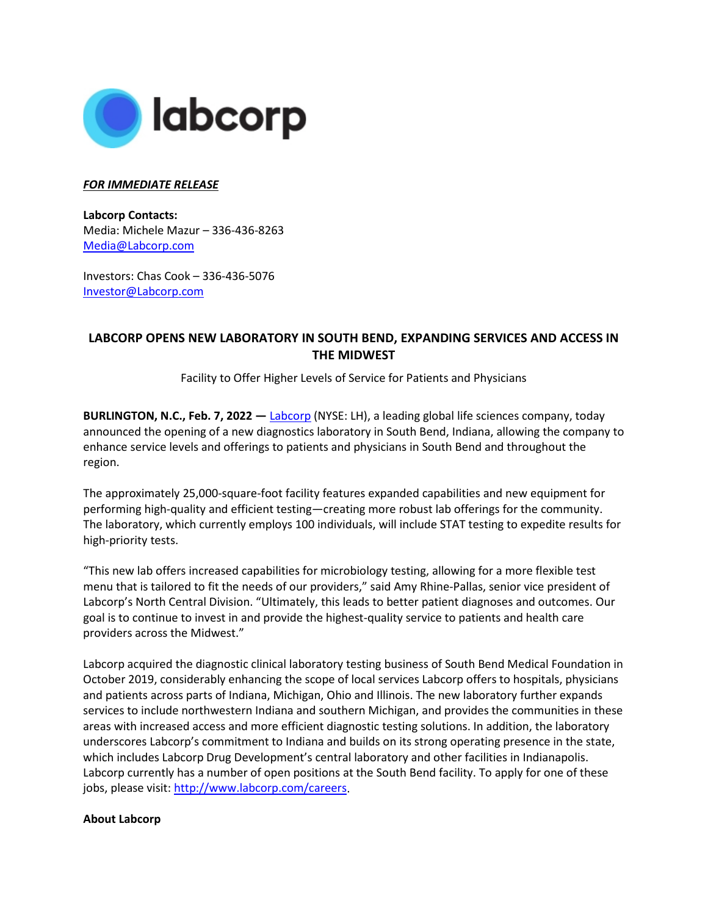***FOR IMMEDIATE RELEASE***

**Labcorp Contacts:**
Media: Michele Mazur – 336-436-8263
Media@Labcorp.com

Investors: Chas Cook – 336-436-5076
Investor@Labcorp.com

# LABCORP OPENS NEW LABORATORY IN SOUTH BEND, EXPANDING SERVICES AND ACCESS IN THE MIDWEST

Facility to Offer Higher Levels of Service for Patients and Physicians

**BURLINGTON, N.C., Feb. 7, 2022 —** Labcorp (NYSE: LH), a leading global life sciences company, today announced the opening of a new diagnostics laboratory in South Bend, Indiana, allowing the company to enhance service levels and offerings to patients and physicians in South Bend and throughout the region.

The approximately 25,000-square-foot facility features expanded capabilities and new equipment for performing high-quality and efficient testing—creating more robust lab offerings for the community. The laboratory, which currently employs 100 individuals, will include STAT testing to expedite results for high-priority tests.

"This new lab offers increased capabilities for microbiology testing, allowing for a more flexible test menu that is tailored to fit the needs of our providers," said Amy Rhine-Pallas, senior vice president of Labcorp's North Central Division. "Ultimately, this leads to better patient diagnoses and outcomes. Our goal is to continue to invest in and provide the highest-quality service to patients and health care providers across the Midwest."

Labcorp acquired the diagnostic clinical laboratory testing business of South Bend Medical Foundation in October 2019, considerably enhancing the scope of local services Labcorp offers to hospitals, physicians and patients across parts of Indiana, Michigan, Ohio and Illinois. The new laboratory further expands services to include northwestern Indiana and southern Michigan, and provides the communities in these areas with increased access and more efficient diagnostic testing solutions. In addition, the laboratory underscores Labcorp's commitment to Indiana and builds on its strong operating presence in the state, which includes Labcorp Drug Development's central laboratory and other facilities in Indianapolis. Labcorp currently has a number of open positions at the South Bend facility. To apply for one of these jobs, please visit: http://www.labcorp.com/careers.

**About Labcorp**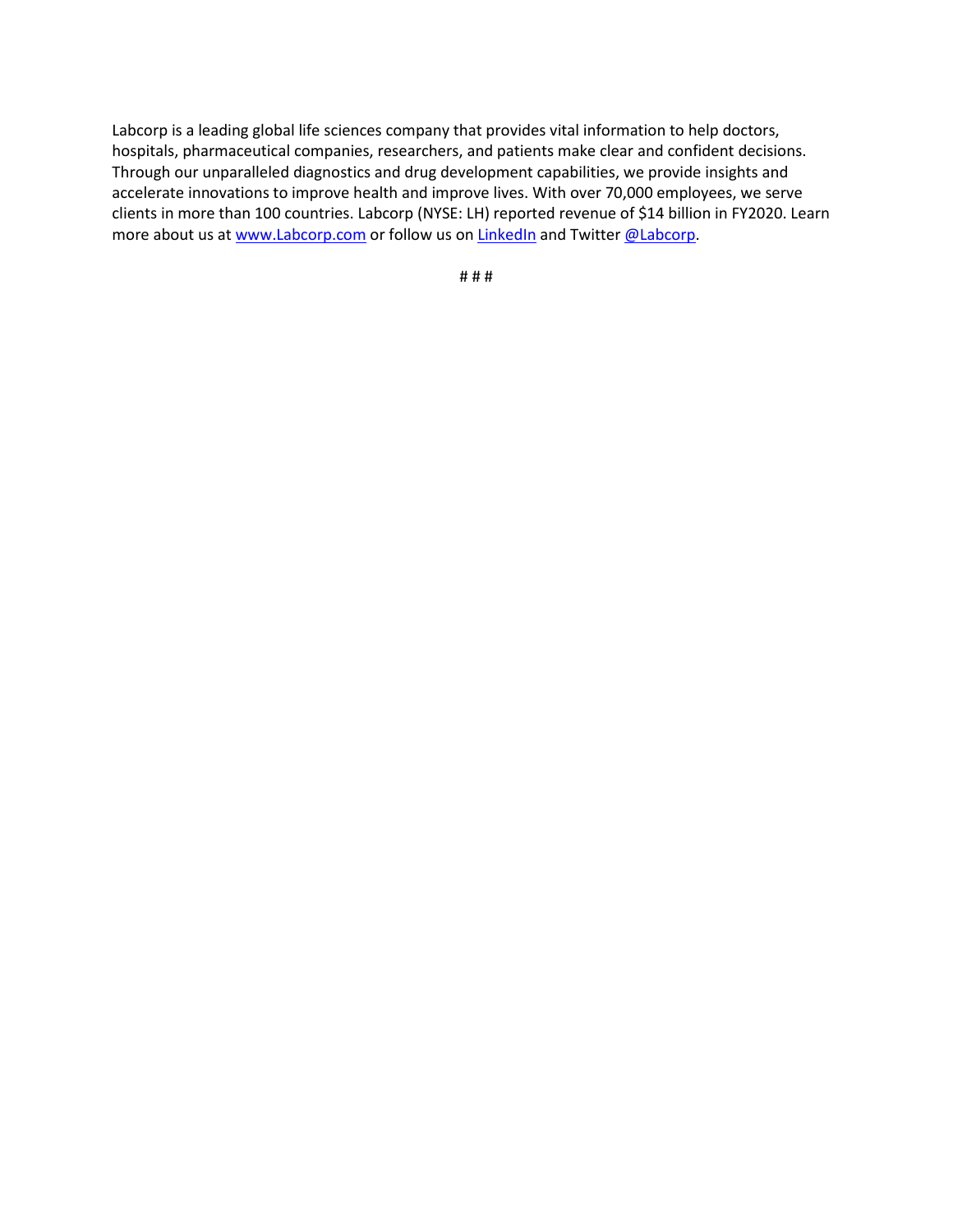Labcorp is a leading global life sciences company that provides vital information to help doctors, hospitals, pharmaceutical companies, researchers, and patients make clear and confident decisions. Through our unparalleled diagnostics and drug development capabilities, we provide insights and accelerate innovations to improve health and improve lives. With over 70,000 employees, we serve clients in more than 100 countries. Labcorp (NYSE: LH) reported revenue of $14 billion in FY2020. Learn more about us at [www.Labcorp.com](http://www.Labcorp.com) or follow us on [LinkedIn]() and Twitter [@Labcorp]().

# # #